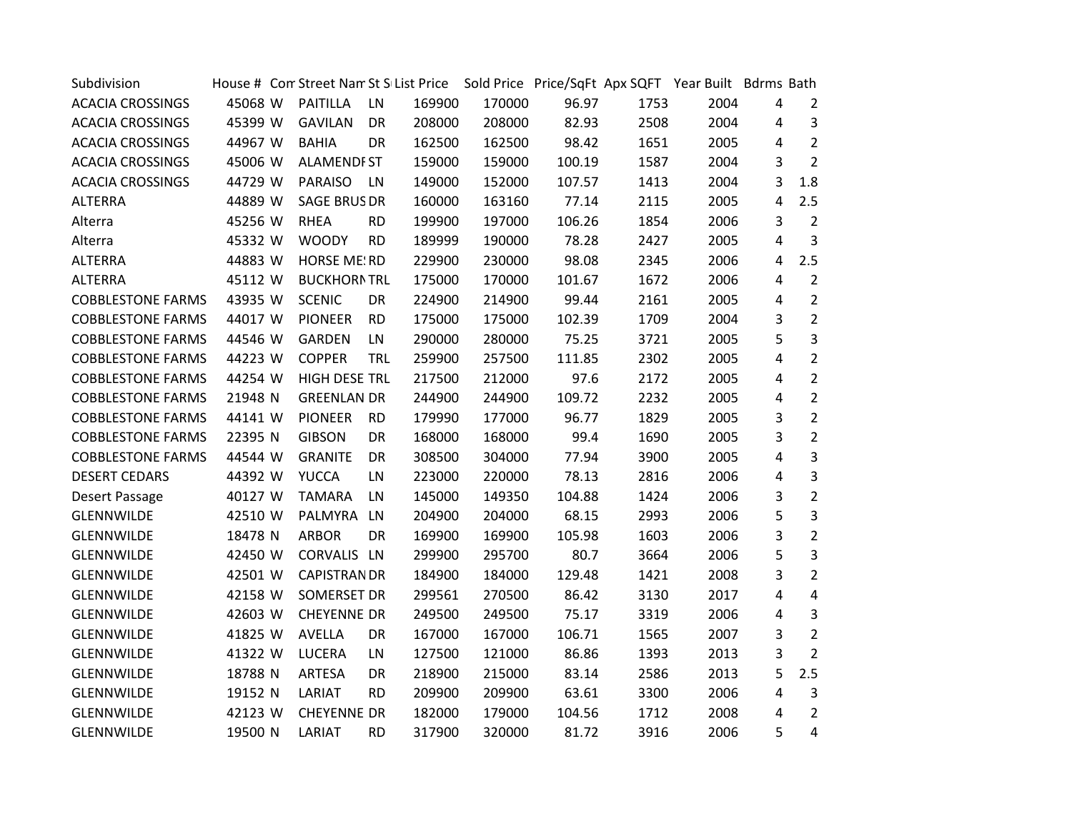| Subdivision | House # | Con | Street Nam | St S | List Price | Sold Price | Price/SqFt | Apx SQFT | Year Built | Bdrms | Bath |
|---|---|---|---|---|---|---|---|---|---|---|---|
| ACACIA CROSSINGS | 45068 | W | PAITILLA | LN | 169900 | 170000 | 96.97 | 1753 | 2004 | 4 | 2 |
| ACACIA CROSSINGS | 45399 | W | GAVILAN | DR | 208000 | 208000 | 82.93 | 2508 | 2004 | 4 | 3 |
| ACACIA CROSSINGS | 44967 | W | BAHIA | DR | 162500 | 162500 | 98.42 | 1651 | 2005 | 4 | 2 |
| ACACIA CROSSINGS | 45006 | W | ALAMENDI | ST | 159000 | 159000 | 100.19 | 1587 | 2004 | 3 | 2 |
| ACACIA CROSSINGS | 44729 | W | PARAISO | LN | 149000 | 152000 | 107.57 | 1413 | 2004 | 3 | 1.8 |
| ALTERRA | 44889 | W | SAGE BRUS | DR | 160000 | 163160 | 77.14 | 2115 | 2005 | 4 | 2.5 |
| Alterra | 45256 | W | RHEA | RD | 199900 | 197000 | 106.26 | 1854 | 2006 | 3 | 2 |
| Alterra | 45332 | W | WOODY | RD | 189999 | 190000 | 78.28 | 2427 | 2005 | 4 | 3 |
| ALTERRA | 44883 | W | HORSE ME: | RD | 229900 | 230000 | 98.08 | 2345 | 2006 | 4 | 2.5 |
| ALTERRA | 45112 | W | BUCKHORN | TRL | 175000 | 170000 | 101.67 | 1672 | 2006 | 4 | 2 |
| COBBLESTONE FARMS | 43935 | W | SCENIC | DR | 224900 | 214900 | 99.44 | 2161 | 2005 | 4 | 2 |
| COBBLESTONE FARMS | 44017 | W | PIONEER | RD | 175000 | 175000 | 102.39 | 1709 | 2004 | 3 | 2 |
| COBBLESTONE FARMS | 44546 | W | GARDEN | LN | 290000 | 280000 | 75.25 | 3721 | 2005 | 5 | 3 |
| COBBLESTONE FARMS | 44223 | W | COPPER | TRL | 259900 | 257500 | 111.85 | 2302 | 2005 | 4 | 2 |
| COBBLESTONE FARMS | 44254 | W | HIGH DESE | TRL | 217500 | 212000 | 97.6 | 2172 | 2005 | 4 | 2 |
| COBBLESTONE FARMS | 21948 | N | GREENLAN | DR | 244900 | 244900 | 109.72 | 2232 | 2005 | 4 | 2 |
| COBBLESTONE FARMS | 44141 | W | PIONEER | RD | 179990 | 177000 | 96.77 | 1829 | 2005 | 3 | 2 |
| COBBLESTONE FARMS | 22395 | N | GIBSON | DR | 168000 | 168000 | 99.4 | 1690 | 2005 | 3 | 2 |
| COBBLESTONE FARMS | 44544 | W | GRANITE | DR | 308500 | 304000 | 77.94 | 3900 | 2005 | 4 | 3 |
| DESERT CEDARS | 44392 | W | YUCCA | LN | 223000 | 220000 | 78.13 | 2816 | 2006 | 4 | 3 |
| Desert Passage | 40127 | W | TAMARA | LN | 145000 | 149350 | 104.88 | 1424 | 2006 | 3 | 2 |
| GLENNWILDE | 42510 | W | PALMYRA | LN | 204900 | 204000 | 68.15 | 2993 | 2006 | 5 | 3 |
| GLENNWILDE | 18478 | N | ARBOR | DR | 169900 | 169900 | 105.98 | 1603 | 2006 | 3 | 2 |
| GLENNWILDE | 42450 | W | CORVALIS | LN | 299900 | 295700 | 80.7 | 3664 | 2006 | 5 | 3 |
| GLENNWILDE | 42501 | W | CAPISTRAN | DR | 184900 | 184000 | 129.48 | 1421 | 2008 | 3 | 2 |
| GLENNWILDE | 42158 | W | SOMERSET | DR | 299561 | 270500 | 86.42 | 3130 | 2017 | 4 | 4 |
| GLENNWILDE | 42603 | W | CHEYENNE | DR | 249500 | 249500 | 75.17 | 3319 | 2006 | 4 | 3 |
| GLENNWILDE | 41825 | W | AVELLA | DR | 167000 | 167000 | 106.71 | 1565 | 2007 | 3 | 2 |
| GLENNWILDE | 41322 | W | LUCERA | LN | 127500 | 121000 | 86.86 | 1393 | 2013 | 3 | 2 |
| GLENNWILDE | 18788 | N | ARTESA | DR | 218900 | 215000 | 83.14 | 2586 | 2013 | 5 | 2.5 |
| GLENNWILDE | 19152 | N | LARIAT | RD | 209900 | 209900 | 63.61 | 3300 | 2006 | 4 | 3 |
| GLENNWILDE | 42123 | W | CHEYENNE | DR | 182000 | 179000 | 104.56 | 1712 | 2008 | 4 | 2 |
| GLENNWILDE | 19500 | N | LARIAT | RD | 317900 | 320000 | 81.72 | 3916 | 2006 | 5 | 4 |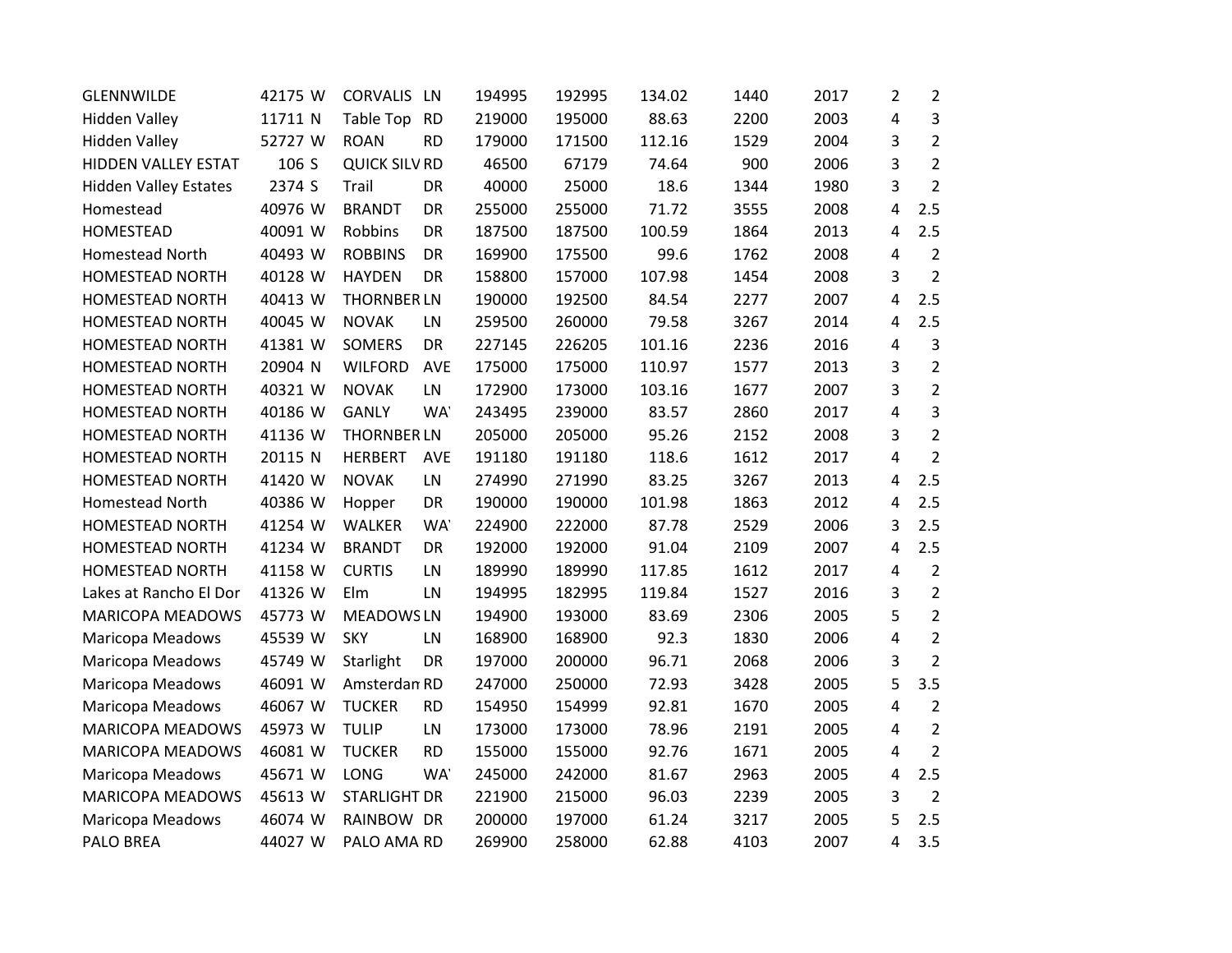| | | | | | | | | | | | | |
|---|---|---|---|---|---|---|---|---|---|---|---|---|
| GLENNWILDE | 42175 | W | CORVALIS | LN | 194995 | 192995 | 134.02 | 1440 | 2017 | 2 | 2 |
| Hidden Valley | 11711 | N | Table Top | RD | 219000 | 195000 | 88.63 | 2200 | 2003 | 4 | 3 |
| Hidden Valley | 52727 | W | ROAN | RD | 179000 | 171500 | 112.16 | 1529 | 2004 | 3 | 2 |
| HIDDEN VALLEY ESTAT | 106 | S | QUICK SILV | RD | 46500 | 67179 | 74.64 | 900 | 2006 | 3 | 2 |
| Hidden Valley Estates | 2374 | S | Trail | DR | 40000 | 25000 | 18.6 | 1344 | 1980 | 3 | 2 |
| Homestead | 40976 | W | BRANDT | DR | 255000 | 255000 | 71.72 | 3555 | 2008 | 4 | 2.5 |
| HOMESTEAD | 40091 | W | Robbins | DR | 187500 | 187500 | 100.59 | 1864 | 2013 | 4 | 2.5 |
| Homestead North | 40493 | W | ROBBINS | DR | 169900 | 175500 | 99.6 | 1762 | 2008 | 4 | 2 |
| HOMESTEAD NORTH | 40128 | W | HAYDEN | DR | 158800 | 157000 | 107.98 | 1454 | 2008 | 3 | 2 |
| HOMESTEAD NORTH | 40413 | W | THORNBER | LN | 190000 | 192500 | 84.54 | 2277 | 2007 | 4 | 2.5 |
| HOMESTEAD NORTH | 40045 | W | NOVAK | LN | 259500 | 260000 | 79.58 | 3267 | 2014 | 4 | 2.5 |
| HOMESTEAD NORTH | 41381 | W | SOMERS | DR | 227145 | 226205 | 101.16 | 2236 | 2016 | 4 | 3 |
| HOMESTEAD NORTH | 20904 | N | WILFORD | AVE | 175000 | 175000 | 110.97 | 1577 | 2013 | 3 | 2 |
| HOMESTEAD NORTH | 40321 | W | NOVAK | LN | 172900 | 173000 | 103.16 | 1677 | 2007 | 3 | 2 |
| HOMESTEAD NORTH | 40186 | W | GANLY | WA' | 243495 | 239000 | 83.57 | 2860 | 2017 | 4 | 3 |
| HOMESTEAD NORTH | 41136 | W | THORNBER | LN | 205000 | 205000 | 95.26 | 2152 | 2008 | 3 | 2 |
| HOMESTEAD NORTH | 20115 | N | HERBERT | AVE | 191180 | 191180 | 118.6 | 1612 | 2017 | 4 | 2 |
| HOMESTEAD NORTH | 41420 | W | NOVAK | LN | 274990 | 271990 | 83.25 | 3267 | 2013 | 4 | 2.5 |
| Homestead North | 40386 | W | Hopper | DR | 190000 | 190000 | 101.98 | 1863 | 2012 | 4 | 2.5 |
| HOMESTEAD NORTH | 41254 | W | WALKER | WA' | 224900 | 222000 | 87.78 | 2529 | 2006 | 3 | 2.5 |
| HOMESTEAD NORTH | 41234 | W | BRANDT | DR | 192000 | 192000 | 91.04 | 2109 | 2007 | 4 | 2.5 |
| HOMESTEAD NORTH | 41158 | W | CURTIS | LN | 189990 | 189990 | 117.85 | 1612 | 2017 | 4 | 2 |
| Lakes at Rancho El Dor | 41326 | W | Elm | LN | 194995 | 182995 | 119.84 | 1527 | 2016 | 3 | 2 |
| MARICOPA MEADOWS | 45773 | W | MEADOWS | LN | 194900 | 193000 | 83.69 | 2306 | 2005 | 5 | 2 |
| Maricopa Meadows | 45539 | W | SKY | LN | 168900 | 168900 | 92.3 | 1830 | 2006 | 4 | 2 |
| Maricopa Meadows | 45749 | W | Starlight | DR | 197000 | 200000 | 96.71 | 2068 | 2006 | 3 | 2 |
| Maricopa Meadows | 46091 | W | Amsterdan | RD | 247000 | 250000 | 72.93 | 3428 | 2005 | 5 | 3.5 |
| Maricopa Meadows | 46067 | W | TUCKER | RD | 154950 | 154999 | 92.81 | 1670 | 2005 | 4 | 2 |
| MARICOPA MEADOWS | 45973 | W | TULIP | LN | 173000 | 173000 | 78.96 | 2191 | 2005 | 4 | 2 |
| MARICOPA MEADOWS | 46081 | W | TUCKER | RD | 155000 | 155000 | 92.76 | 1671 | 2005 | 4 | 2 |
| Maricopa Meadows | 45671 | W | LONG | WA' | 245000 | 242000 | 81.67 | 2963 | 2005 | 4 | 2.5 |
| MARICOPA MEADOWS | 45613 | W | STARLIGHT | DR | 221900 | 215000 | 96.03 | 2239 | 2005 | 3 | 2 |
| Maricopa Meadows | 46074 | W | RAINBOW | DR | 200000 | 197000 | 61.24 | 3217 | 2005 | 5 | 2.5 |
| PALO BREA | 44027 | W | PALO AMA | RD | 269900 | 258000 | 62.88 | 4103 | 2007 | 4 | 3.5 |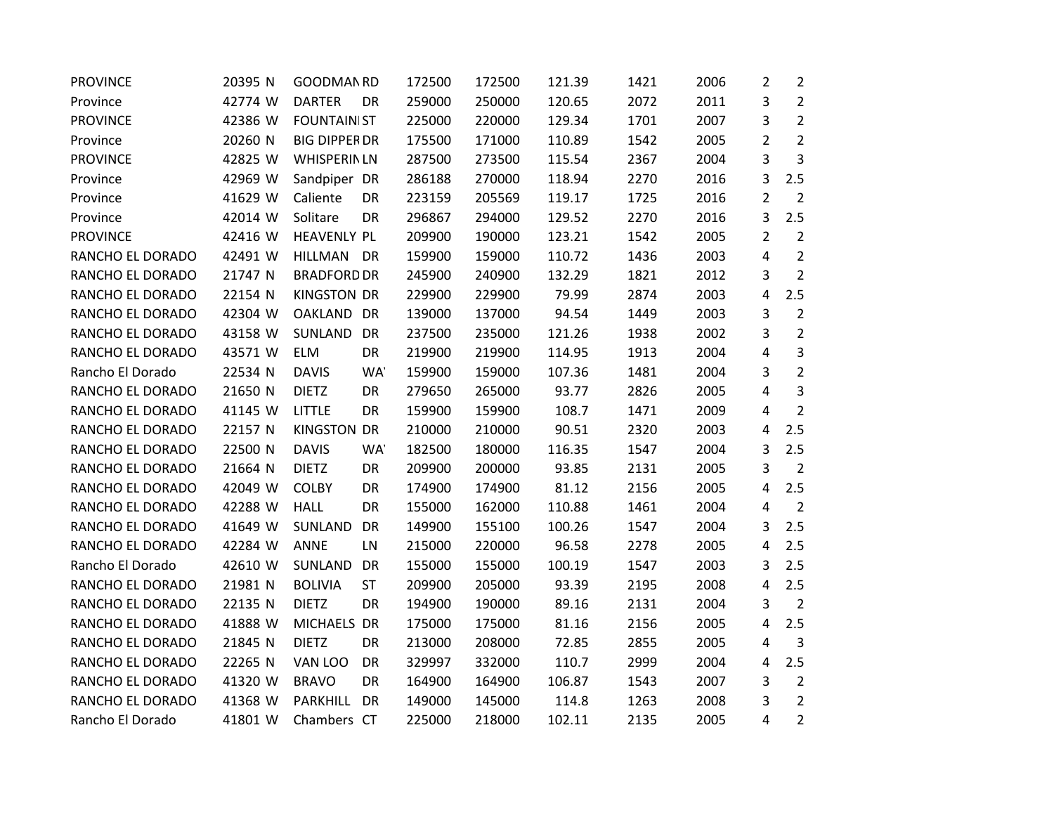| | | | | | | | | | | | |
|---|---|---|---|---|---|---|---|---|---|---|---|
| PROVINCE | 20395 | N | GOODMAN | RD | 172500 | 172500 | 121.39 | 1421 | 2006 | 2 | 2 |
| Province | 42774 | W | DARTER | DR | 259000 | 250000 | 120.65 | 2072 | 2011 | 3 | 2 |
| PROVINCE | 42386 | W | FOUNTAIN | ST | 225000 | 220000 | 129.34 | 1701 | 2007 | 3 | 2 |
| Province | 20260 | N | BIG DIPPER | DR | 175500 | 171000 | 110.89 | 1542 | 2005 | 2 | 2 |
| PROVINCE | 42825 | W | WHISPERIN | LN | 287500 | 273500 | 115.54 | 2367 | 2004 | 3 | 3 |
| Province | 42969 | W | Sandpiper | DR | 286188 | 270000 | 118.94 | 2270 | 2016 | 3 | 2.5 |
| Province | 41629 | W | Caliente | DR | 223159 | 205569 | 119.17 | 1725 | 2016 | 2 | 2 |
| Province | 42014 | W | Solitare | DR | 296867 | 294000 | 129.52 | 2270 | 2016 | 3 | 2.5 |
| PROVINCE | 42416 | W | HEAVENLY | PL | 209900 | 190000 | 123.21 | 1542 | 2005 | 2 | 2 |
| RANCHO EL DORADO | 42491 | W | HILLMAN | DR | 159900 | 159000 | 110.72 | 1436 | 2003 | 4 | 2 |
| RANCHO EL DORADO | 21747 | N | BRADFORD | DR | 245900 | 240900 | 132.29 | 1821 | 2012 | 3 | 2 |
| RANCHO EL DORADO | 22154 | N | KINGSTON | DR | 229900 | 229900 | 79.99 | 2874 | 2003 | 4 | 2.5 |
| RANCHO EL DORADO | 42304 | W | OAKLAND | DR | 139000 | 137000 | 94.54 | 1449 | 2003 | 3 | 2 |
| RANCHO EL DORADO | 43158 | W | SUNLAND | DR | 237500 | 235000 | 121.26 | 1938 | 2002 | 3 | 2 |
| RANCHO EL DORADO | 43571 | W | ELM | DR | 219900 | 219900 | 114.95 | 1913 | 2004 | 4 | 3 |
| Rancho El Dorado | 22534 | N | DAVIS | WA' | 159900 | 159000 | 107.36 | 1481 | 2004 | 3 | 2 |
| RANCHO EL DORADO | 21650 | N | DIETZ | DR | 279650 | 265000 | 93.77 | 2826 | 2005 | 4 | 3 |
| RANCHO EL DORADO | 41145 | W | LITTLE | DR | 159900 | 159900 | 108.7 | 1471 | 2009 | 4 | 2 |
| RANCHO EL DORADO | 22157 | N | KINGSTON | DR | 210000 | 210000 | 90.51 | 2320 | 2003 | 4 | 2.5 |
| RANCHO EL DORADO | 22500 | N | DAVIS | WA' | 182500 | 180000 | 116.35 | 1547 | 2004 | 3 | 2.5 |
| RANCHO EL DORADO | 21664 | N | DIETZ | DR | 209900 | 200000 | 93.85 | 2131 | 2005 | 3 | 2 |
| RANCHO EL DORADO | 42049 | W | COLBY | DR | 174900 | 174900 | 81.12 | 2156 | 2005 | 4 | 2.5 |
| RANCHO EL DORADO | 42288 | W | HALL | DR | 155000 | 162000 | 110.88 | 1461 | 2004 | 4 | 2 |
| RANCHO EL DORADO | 41649 | W | SUNLAND | DR | 149900 | 155100 | 100.26 | 1547 | 2004 | 3 | 2.5 |
| RANCHO EL DORADO | 42284 | W | ANNE | LN | 215000 | 220000 | 96.58 | 2278 | 2005 | 4 | 2.5 |
| Rancho El Dorado | 42610 | W | SUNLAND | DR | 155000 | 155000 | 100.19 | 1547 | 2003 | 3 | 2.5 |
| RANCHO EL DORADO | 21981 | N | BOLIVIA | ST | 209900 | 205000 | 93.39 | 2195 | 2008 | 4 | 2.5 |
| RANCHO EL DORADO | 22135 | N | DIETZ | DR | 194900 | 190000 | 89.16 | 2131 | 2004 | 3 | 2 |
| RANCHO EL DORADO | 41888 | W | MICHAELS | DR | 175000 | 175000 | 81.16 | 2156 | 2005 | 4 | 2.5 |
| RANCHO EL DORADO | 21845 | N | DIETZ | DR | 213000 | 208000 | 72.85 | 2855 | 2005 | 4 | 3 |
| RANCHO EL DORADO | 22265 | N | VAN LOO | DR | 329997 | 332000 | 110.7 | 2999 | 2004 | 4 | 2.5 |
| RANCHO EL DORADO | 41320 | W | BRAVO | DR | 164900 | 164900 | 106.87 | 1543 | 2007 | 3 | 2 |
| RANCHO EL DORADO | 41368 | W | PARKHILL | DR | 149000 | 145000 | 114.8 | 1263 | 2008 | 3 | 2 |
| Rancho El Dorado | 41801 | W | Chambers | CT | 225000 | 218000 | 102.11 | 2135 | 2005 | 4 | 2 |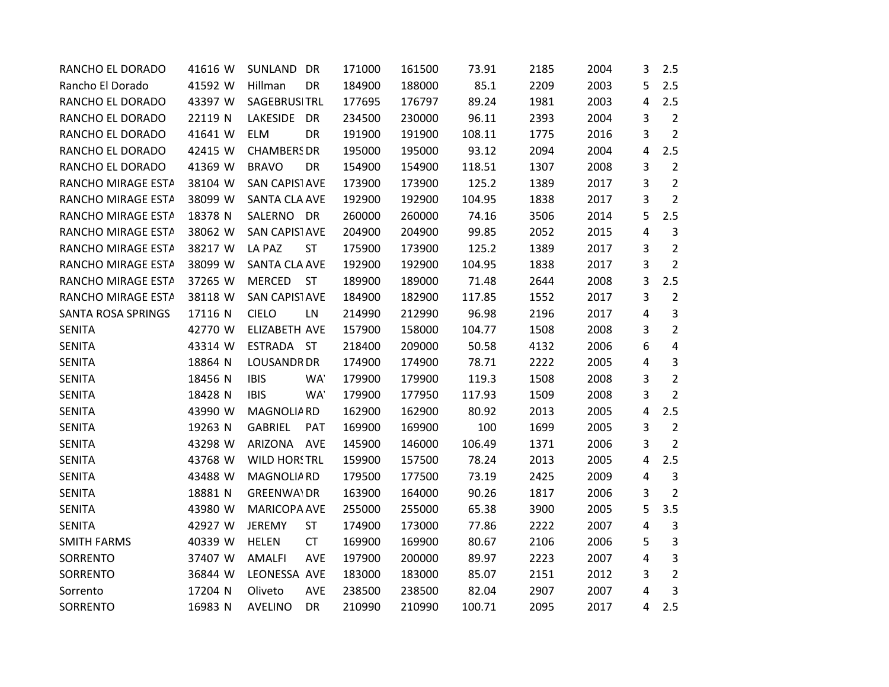| | | | | | | | | | | | | |
|---|---|---|---|---|---|---|---|---|---|---|---|---|
| RANCHO EL DORADO | 41616 | W | SUNLAND | DR | 171000 | 161500 | 73.91 | 2185 | 2004 | 3 | 2.5 |
| Rancho El Dorado | 41592 | W | Hillman | DR | 184900 | 188000 | 85.1 | 2209 | 2003 | 5 | 2.5 |
| RANCHO EL DORADO | 43397 | W | SAGEBRUSI | TRL | 177695 | 176797 | 89.24 | 1981 | 2003 | 4 | 2.5 |
| RANCHO EL DORADO | 22119 | N | LAKESIDE | DR | 234500 | 230000 | 96.11 | 2393 | 2004 | 3 | 2 |
| RANCHO EL DORADO | 41641 | W | ELM | DR | 191900 | 191900 | 108.11 | 1775 | 2016 | 3 | 2 |
| RANCHO EL DORADO | 42415 | W | CHAMBERS | DR | 195000 | 195000 | 93.12 | 2094 | 2004 | 4 | 2.5 |
| RANCHO EL DORADO | 41369 | W | BRAVO | DR | 154900 | 154900 | 118.51 | 1307 | 2008 | 3 | 2 |
| RANCHO MIRAGE ESTA | 38104 | W | SAN CAPIST | AVE | 173900 | 173900 | 125.2 | 1389 | 2017 | 3 | 2 |
| RANCHO MIRAGE ESTA | 38099 | W | SANTA CLA | AVE | 192900 | 192900 | 104.95 | 1838 | 2017 | 3 | 2 |
| RANCHO MIRAGE ESTA | 18378 | N | SALERNO | DR | 260000 | 260000 | 74.16 | 3506 | 2014 | 5 | 2.5 |
| RANCHO MIRAGE ESTA | 38062 | W | SAN CAPIST | AVE | 204900 | 204900 | 99.85 | 2052 | 2015 | 4 | 3 |
| RANCHO MIRAGE ESTA | 38217 | W | LA PAZ | ST | 175900 | 173900 | 125.2 | 1389 | 2017 | 3 | 2 |
| RANCHO MIRAGE ESTA | 38099 | W | SANTA CLA | AVE | 192900 | 192900 | 104.95 | 1838 | 2017 | 3 | 2 |
| RANCHO MIRAGE ESTA | 37265 | W | MERCED | ST | 189900 | 189000 | 71.48 | 2644 | 2008 | 3 | 2.5 |
| RANCHO MIRAGE ESTA | 38118 | W | SAN CAPIST | AVE | 184900 | 182900 | 117.85 | 1552 | 2017 | 3 | 2 |
| SANTA ROSA SPRINGS | 17116 | N | CIELO | LN | 214990 | 212990 | 96.98 | 2196 | 2017 | 4 | 3 |
| SENITA | 42770 | W | ELIZABETH | AVE | 157900 | 158000 | 104.77 | 1508 | 2008 | 3 | 2 |
| SENITA | 43314 | W | ESTRADA | ST | 218400 | 209000 | 50.58 | 4132 | 2006 | 6 | 4 |
| SENITA | 18864 | N | LOUSANDR | DR | 174900 | 174900 | 78.71 | 2222 | 2005 | 4 | 3 |
| SENITA | 18456 | N | IBIS | WA' | 179900 | 179900 | 119.3 | 1508 | 2008 | 3 | 2 |
| SENITA | 18428 | N | IBIS | WA' | 179900 | 177950 | 117.93 | 1509 | 2008 | 3 | 2 |
| SENITA | 43990 | W | MAGNOLIA | RD | 162900 | 162900 | 80.92 | 2013 | 2005 | 4 | 2.5 |
| SENITA | 19263 | N | GABRIEL | PAT | 169900 | 169900 | 100 | 1699 | 2005 | 3 | 2 |
| SENITA | 43298 | W | ARIZONA | AVE | 145900 | 146000 | 106.49 | 1371 | 2006 | 3 | 2 |
| SENITA | 43768 | W | WILD HORS | TRL | 159900 | 157500 | 78.24 | 2013 | 2005 | 4 | 2.5 |
| SENITA | 43488 | W | MAGNOLIA | RD | 179500 | 177500 | 73.19 | 2425 | 2009 | 4 | 3 |
| SENITA | 18881 | N | GREENWA' | DR | 163900 | 164000 | 90.26 | 1817 | 2006 | 3 | 2 |
| SENITA | 43980 | W | MARICOPA | AVE | 255000 | 255000 | 65.38 | 3900 | 2005 | 5 | 3.5 |
| SENITA | 42927 | W | JEREMY | ST | 174900 | 173000 | 77.86 | 2222 | 2007 | 4 | 3 |
| SMITH FARMS | 40339 | W | HELEN | CT | 169900 | 169900 | 80.67 | 2106 | 2006 | 5 | 3 |
| SORRENTO | 37407 | W | AMALFI | AVE | 197900 | 200000 | 89.97 | 2223 | 2007 | 4 | 3 |
| SORRENTO | 36844 | W | LEONESSA | AVE | 183000 | 183000 | 85.07 | 2151 | 2012 | 3 | 2 |
| Sorrento | 17204 | N | Oliveto | AVE | 238500 | 238500 | 82.04 | 2907 | 2007 | 4 | 3 |
| SORRENTO | 16983 | N | AVELINO | DR | 210990 | 210990 | 100.71 | 2095 | 2017 | 4 | 2.5 |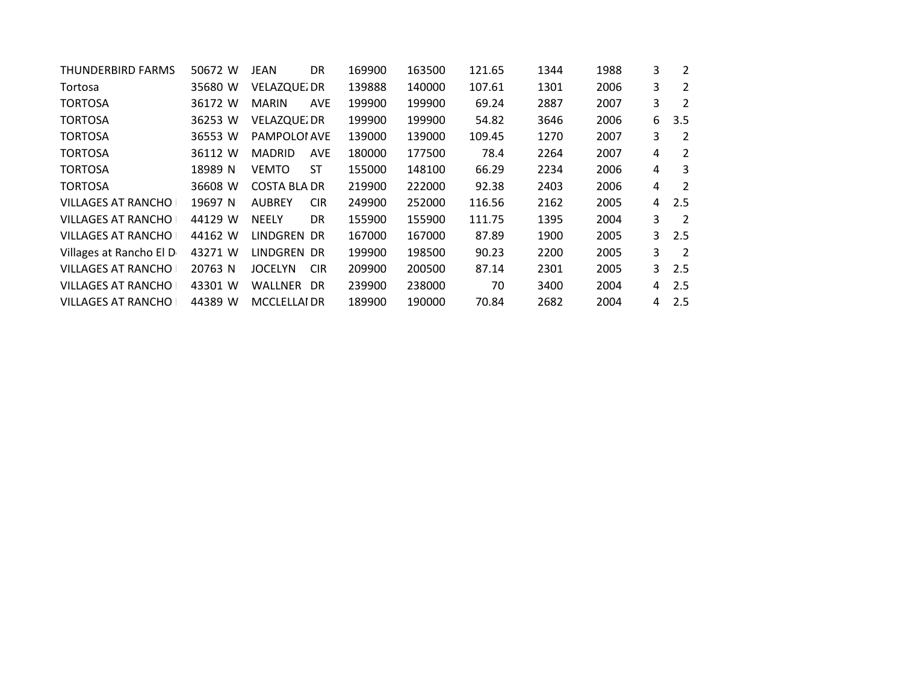| | | | | | | | | | | | | |
|---|---|---|---|---|---|---|---|---|---|---|---|---|
| THUNDERBIRD FARMS | 50672 | W | JEAN | DR | 169900 | 163500 | 121.65 | 1344 | 1988 | 3 | 2 |
| Tortosa | 35680 | W | VELAZQUE: | DR | 139888 | 140000 | 107.61 | 1301 | 2006 | 3 | 2 |
| TORTOSA | 36172 | W | MARIN | AVE | 199900 | 199900 | 69.24 | 2887 | 2007 | 3 | 2 |
| TORTOSA | 36253 | W | VELAZQUE: | DR | 199900 | 199900 | 54.82 | 3646 | 2006 | 6 | 3.5 |
| TORTOSA | 36553 | W | PAMPOLOI | AVE | 139000 | 139000 | 109.45 | 1270 | 2007 | 3 | 2 |
| TORTOSA | 36112 | W | MADRID | AVE | 180000 | 177500 | 78.4 | 2264 | 2007 | 4 | 2 |
| TORTOSA | 18989 | N | VEMTO | ST | 155000 | 148100 | 66.29 | 2234 | 2006 | 4 | 3 |
| TORTOSA | 36608 | W | COSTA BLA | DR | 219900 | 222000 | 92.38 | 2403 | 2006 | 4 | 2 |
| VILLAGES AT RANCHO | 19697 | N | AUBREY | CIR | 249900 | 252000 | 116.56 | 2162 | 2005 | 4 | 2.5 |
| VILLAGES AT RANCHO | 44129 | W | NEELY | DR | 155900 | 155900 | 111.75 | 1395 | 2004 | 3 | 2 |
| VILLAGES AT RANCHO | 44162 | W | LINDGREN | DR | 167000 | 167000 | 87.89 | 1900 | 2005 | 3 | 2.5 |
| Villages at Rancho El D | 43271 | W | LINDGREN | DR | 199900 | 198500 | 90.23 | 2200 | 2005 | 3 | 2 |
| VILLAGES AT RANCHO | 20763 | N | JOCELYN | CIR | 209900 | 200500 | 87.14 | 2301 | 2005 | 3 | 2.5 |
| VILLAGES AT RANCHO | 43301 | W | WALLNER | DR | 239900 | 238000 | 70 | 3400 | 2004 | 4 | 2.5 |
| VILLAGES AT RANCHO | 44389 | W | MCCLELLAI | DR | 189900 | 190000 | 70.84 | 2682 | 2004 | 4 | 2.5 |